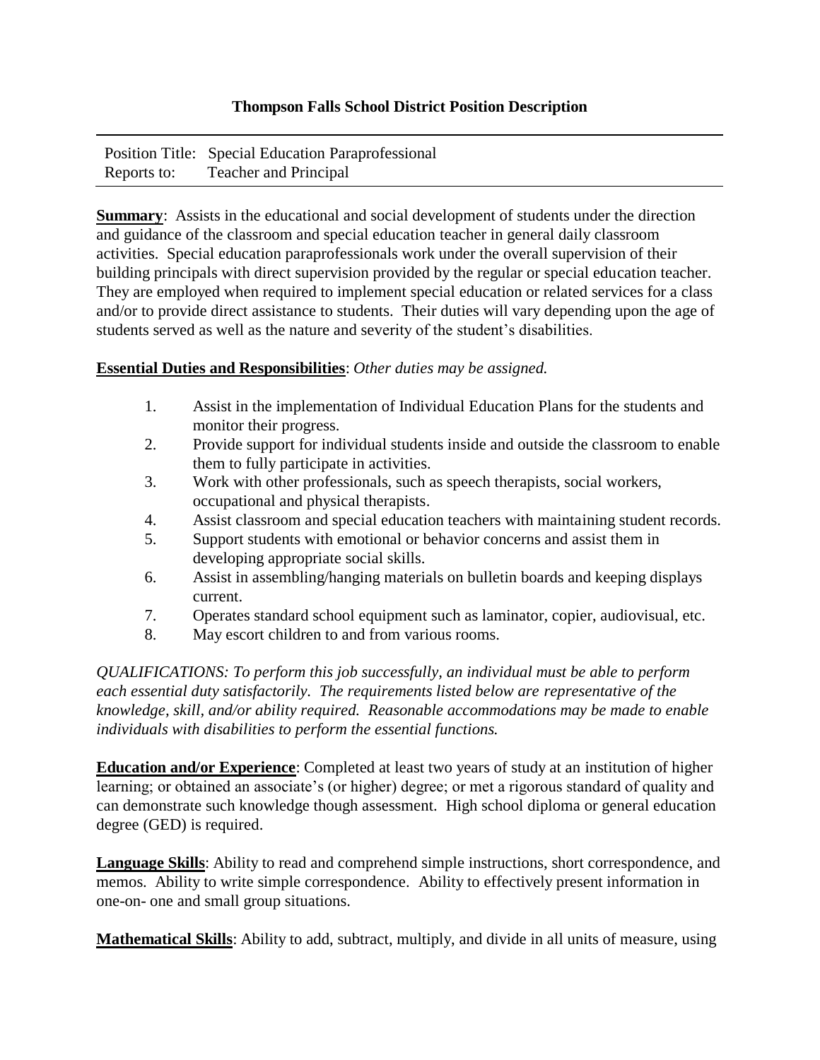## Thompson Falls School District Position Description

| | |
|---|---|
| Position Title: | Special Education Paraprofessional |
| Reports to: | Teacher and Principal |

**Summary**: Assists in the educational and social development of students under the direction and guidance of the classroom and special education teacher in general daily classroom activities. Special education paraprofessionals work under the overall supervision of their building principals with direct supervision provided by the regular or special education teacher. They are employed when required to implement special education or related services for a class and/or to provide direct assistance to students. Their duties will vary depending upon the age of students served as well as the nature and severity of the student's disabilities.

**Essential Duties and Responsibilities**: *Other duties may be assigned.*

1. Assist in the implementation of Individual Education Plans for the students and monitor their progress.
2. Provide support for individual students inside and outside the classroom to enable them to fully participate in activities.
3. Work with other professionals, such as speech therapists, social workers, occupational and physical therapists.
4. Assist classroom and special education teachers with maintaining student records.
5. Support students with emotional or behavior concerns and assist them in developing appropriate social skills.
6. Assist in assembling/hanging materials on bulletin boards and keeping displays current.
7. Operates standard school equipment such as laminator, copier, audiovisual, etc.
8. May escort children to and from various rooms.

*QUALIFICATIONS: To perform this job successfully, an individual must be able to perform each essential duty satisfactorily. The requirements listed below are representative of the knowledge, skill, and/or ability required. Reasonable accommodations may be made to enable individuals with disabilities to perform the essential functions.*

**Education and/or Experience**: Completed at least two years of study at an institution of higher learning; or obtained an associate's (or higher) degree; or met a rigorous standard of quality and can demonstrate such knowledge though assessment. High school diploma or general education degree (GED) is required.

**Language Skills**: Ability to read and comprehend simple instructions, short correspondence, and memos. Ability to write simple correspondence. Ability to effectively present information in one-on- one and small group situations.

**Mathematical Skills**: Ability to add, subtract, multiply, and divide in all units of measure, using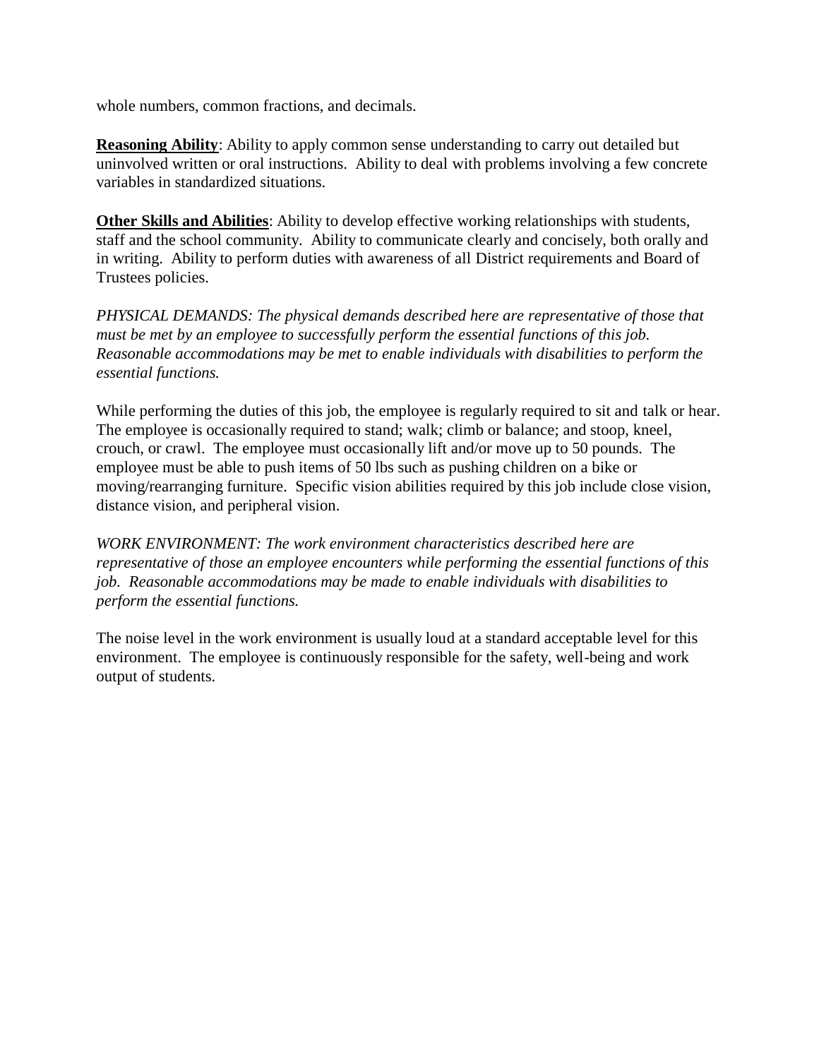whole numbers, common fractions, and decimals.

**Reasoning Ability**: Ability to apply common sense understanding to carry out detailed but uninvolved written or oral instructions. Ability to deal with problems involving a few concrete variables in standardized situations.

**Other Skills and Abilities**: Ability to develop effective working relationships with students, staff and the school community. Ability to communicate clearly and concisely, both orally and in writing. Ability to perform duties with awareness of all District requirements and Board of Trustees policies.

*PHYSICAL DEMANDS: The physical demands described here are representative of those that must be met by an employee to successfully perform the essential functions of this job. Reasonable accommodations may be met to enable individuals with disabilities to perform the essential functions.*

While performing the duties of this job, the employee is regularly required to sit and talk or hear. The employee is occasionally required to stand; walk; climb or balance; and stoop, kneel, crouch, or crawl. The employee must occasionally lift and/or move up to 50 pounds. The employee must be able to push items of 50 lbs such as pushing children on a bike or moving/rearranging furniture. Specific vision abilities required by this job include close vision, distance vision, and peripheral vision.

*WORK ENVIRONMENT: The work environment characteristics described here are representative of those an employee encounters while performing the essential functions of this job. Reasonable accommodations may be made to enable individuals with disabilities to perform the essential functions.*

The noise level in the work environment is usually loud at a standard acceptable level for this environment. The employee is continuously responsible for the safety, well-being and work output of students.